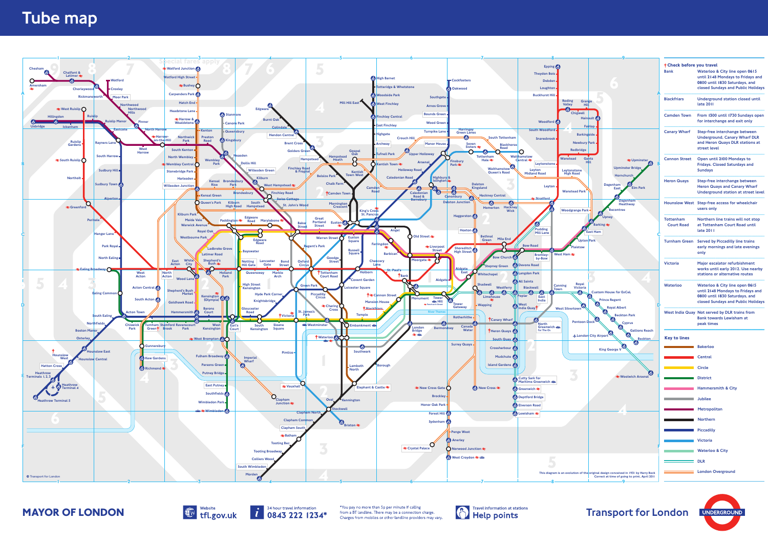# Tube map

**† Check before you travel**

| Station | Note |
|---|---|
| Bank | Waterloo & City line open 0615 until 2148 Mondays to Fridays and 0800 until 1830 Saturdays, and closed Sundays and Public Holidays |
| Blackfriars | Underground station closed until late 2011 |
| Camden Town | From 1300 until 1730 Sundays open for interchange and exit only |
| Canary Wharf | Step-free interchange between Underground, Canary Wharf DLR and Heron Quays DLR stations at street level |
| Cannon Street | Open until 2100 Mondays to Fridays. Closed Saturdays and Sundays |
| Heron Quays | Step-free interchange between Heron Quays and Canary Wharf Underground station at street level |
| Hounslow West | Step-free access for wheelchair users only |
| Tottenham Court Road | Northern line trains will not stop at Tottenham Court Road until late 2011 |
| Turnham Green | Served by Piccadilly line trains early mornings and late evenings only |
| Victoria | Major escalator refurbishment works until early 2012. Use nearby stations or alternative routes |
| Waterloo | Waterloo & City line open 0615 until 2148 Mondays to Fridays and 0800 until 1830 Saturdays, and closed Sundays and Public Holidays |
| West India Quay | Not served by DLR trains from Bank towards Lewisham at peak times |

**Key to lines**

- Bakerloo
- Central
- Circle
- District
- Hammersmith & City
- Jubilee
- Metropolitan
- Northern
- Piccadilly
- Victoria
- Waterloo & City
- DLR
- London Overground

Special fares apply

This diagram is an evolution of the original design conceived in 1931 by Harry Beck. Correct at time of going to print, April 2011

© Transport for London

**MAYOR OF LONDON**

Website **tfl.gov.uk**

24 hour travel information **0843 222 1234***

*You pay no more than 5p per minute if calling from a BT landline. There may be a connection charge. Charges from mobiles or other landline providers may vary.

Travel information at stations **Help points**

**Transport for London**

UNDERGROUND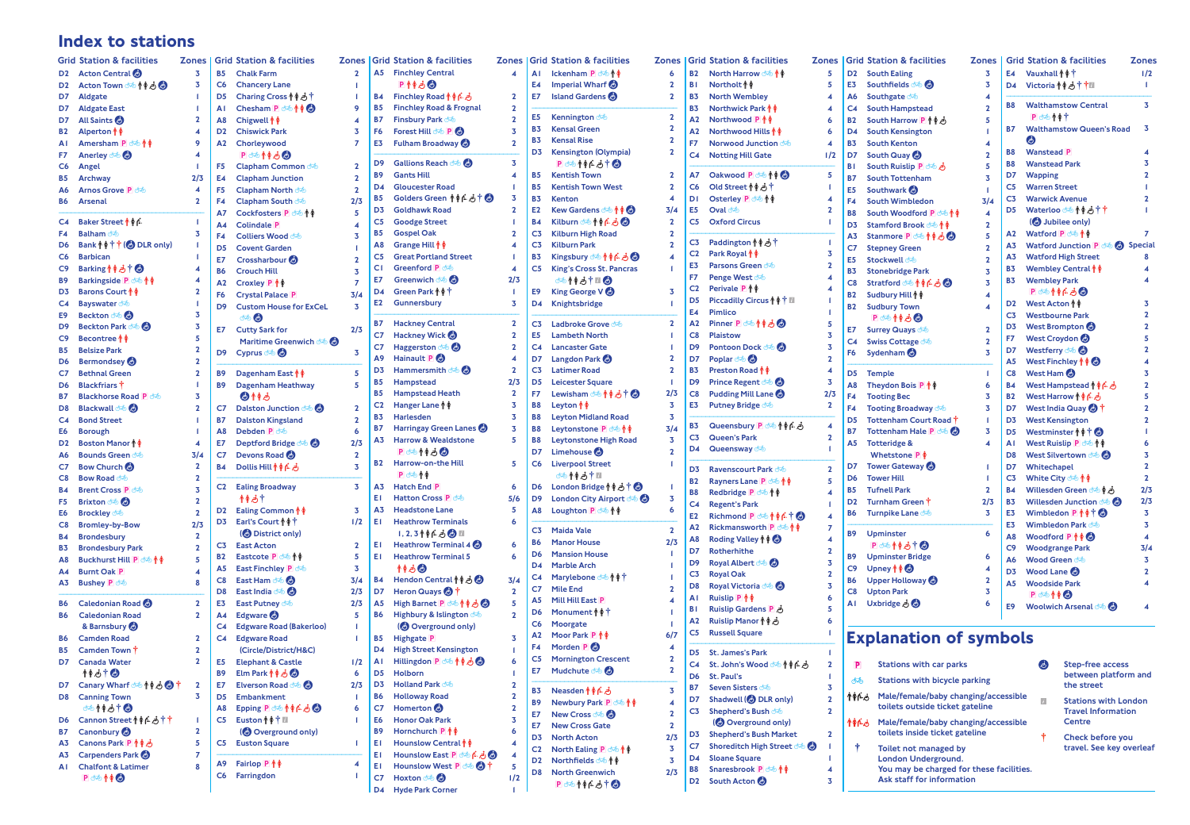# Index to stations

| Grid | Station & facilities | Zones |
|---|---|---|
| D2 | Acton Central | 3 |
| D2 | Acton Town | 3 |
| D7 | Aldgate | 1 |
| D7 | Aldgate East | 1 |
| D7 | All Saints | 2 |
| B2 | Alperton | 4 |
| A1 | Amersham P | 9 |
| F7 | Anerley | 4 |
| C6 | Angel | 1 |
| B5 | Archway | 2/3 |
| A6 | Arnos Grove P | 4 |
| B6 | Arsenal | 2 |
| C4 | Baker Street | 1 |
| F4 | Balham | 3 |
| D6 | Bank (DLR only) | 1 |
| C6 | Barbican | 1 |
| C9 | Barking | 4 |
| B4 | Barkingside P | 4 |
| D3 | Barons Court | 2 |
| C4 | Bayswater | 1 |
| E9 | Beckton | 3 |
| E9 | Beckton Park | 3 |
| C9 | Becontree | 5 |
| B5 | Belsize Park | 2 |
| D6 | Bermondsey | 2 |
| C7 | Bethnal Green | 2 |
| D6 | Blackfriars | 1 |
| B7 | Blackhorse Road P | 3 |
| D8 | Blackwall | 2 |
| C4 | Bond Street | 1 |
| E6 | Borough | 1 |
| D2 | Boston Manor | 4 |
| A6 | Bounds Green | 3/4 |
| C7 | Bow Church | 2 |
| C7 | Bow Road | 2 |
| B4 | Brent Cross P | 3 |
| F5 | Brixton | 2 |
| E6 | Brockley | 2 |
| C8 | Bromley-by-Bow | 2/3 |
| B4 | Brondesbury | 2 |
| B3 | Brondesbury Park | 2 |
| A8 | Buckhurst Hill P | 5 |
| A4 | Burnt Oak P | 4 |
| A3 | Bushey P | 8 |
| B6 | Caledonian Road | 2 |
| B6 | Caledonian Road & Barnsbury | 2 |
| B6 | Camden Road | 2 |
| B5 | Camden Town | 2 |
| D7 | Canada Water | 2 |
| D7 | Canary Wharf | 2 |
| D8 | Canning Town | 3 |
| D6 | Cannon Street | 1 |
| B7 | Canonbury | 2 |
| A3 | Canons Park P | 5 |
| C8 | Carpenders Park | 8 |
| A1 | Chalfont & Latimer P | 8 |
| B5 | Chalk Farm | 2 |
| C6 | Chancery Lane | 1 |
| D5 | Charing Cross | 1 |
| A1 | Chesham P | 9 |
| A8 | Chigwell | 4 |
| D2 | Chiswick Park | 3 |
| A2 | Chorleywood P | 7 |
| F5 | Clapham Common | 2 |
| E4 | Clapham Junction | 2 |
| F5 | Clapham North | 2 |
| F4 | Clapham South | 2/3 |
| A7 | Cockfosters P | 5 |
| A4 | Colindale P | 4 |
| F4 | Colliers Wood | 3 |
| D5 | Covent Garden | 1 |
| E7 | Crossharbour | 2 |
| B6 | Crouch Hill | 3 |
| A2 | Croxley P | 7 |
| F6 | Crystal Palace P | 3/4 |
| D9 | Custom House for ExCeL | 3 |
| E7 | Cutty Sark for Maritime Greenwich | 2/3 |
| D9 | Cyprus | 3 |
| B9 | Dagenham East | 5 |
| B9 | Dagenham Heathway | 5 |
| C7 | Dalston Junction | 2 |
| B7 | Dalston Kingsland | 2 |
| A8 | Debden P | 6 |
| E7 | Deptford Bridge | 2/3 |
| C7 | Devons Road | 2 |
| B4 | Dollis Hill | 3 |
| C2 | Ealing Broadway | 3 |
| D2 | Ealing Common | 3 |
| D3 | Earl's Court (District only) | 1/2 |
| C3 | East Acton | 2 |
| B2 | Eastcote P | 5 |
| A3 | East Finchley P | 3 |
| C8 | East Ham | 3/4 |
| D8 | East India | 2/3 |
| E3 | East Putney | 2/3 |
| A4 | Edgware P | 5 |
| C4 | Edgware Road (Bakerloo) | 1 |
| C4 | Edgware Road (Circle/District/H&C) | 1 |
| E5 | Elephant & Castle | 1/2 |
| B9 | Elm Park | 6 |
| C7 | Elverson Road | 2/3 |
| D5 | Embankment | 1 |
| A8 | Epping P | 6 |
| C5 | Euston (Overground only) | 1 |
| C5 | Euston Square | 1 |
| A9 | Fairlop P | 4 |
| C6 | Farringdon | 1 |
| A5 | Finchley Central P | 4 |
| B4 | Finchley Road | 2 |
| B5 | Finchley Road & Frognal | 2 |
| B7 | Finsbury Park P | 2 |
| F6 | Forest Hill P | 3 |
| E3 | Fulham Broadway | 2 |
| D9 | Gallions Reach | 3 |
| B9 | Gants Hill | 4 |
| D4 | Gloucester Road | 1 |
| B5 | Golders Green | 3 |
| D3 | Goldhawk Road | 2 |
| C5 | Goodge Street | 1 |
| B5 | Gospel Oak | 2 |
| A8 | Grange Hill | 4 |
| C5 | Great Portland Street | 1 |
| C1 | Greenford P | 4 |
| E7 | Greenwich | 2/3 |
| D4 | Green Park | 1 |
| E2 | Gunnersbury | 3 |
| B7 | Hackney Central | 2 |
| C7 | Hackney Wick | 2 |
| C7 | Haggerston | 2 |
| A9 | Hainault P | 4 |
| D3 | Hammersmith | 2 |
| B5 | Hampstead | 2/3 |
| B5 | Hampstead Heath | 2 |
| C2 | Hanger Lane | 3 |
| B3 | Harlesden | 3 |
| B7 | Harringay Green Lanes P | 3 |
| A3 | Harrow & Wealdstone | 5 |
| B2 | Harrow-on-the-Hill P | 5 |
| A3 | Hatch End P | 6 |
| E1 | Hatton Cross P | 5/6 |
| A3 | Headstone Lane | 5 |
| E1 | Heathrow Terminals 1, 2, 3 | 6 |
| E1 | Heathrow Terminal 4 | 6 |
| E1 | Heathrow Terminal 5 | 6 |
| B4 | Hendon Central | 3/4 |
| D7 | Heron Quays | 2 |
| A5 | High Barnet P | 5 |
| B6 | Highbury & Islington (Overground only) | 2 |
| B5 | Highgate P | 3 |
| D4 | High Street Kensington | 1 |
| A1 | Hillingdon P | 6 |
| D5 | Holborn | 1 |
| D3 | Holland Park | 2 |
| B6 | Holloway Road | 2 |
| C7 | Homerton | 2 |
| E6 | Honor Oak Park | 3 |
| B8 | Hornchurch P | 6 |
| E1 | Hounslow Central | 4 |
| E1 | Hounslow East P | 4 |
| E1 | Hounslow West P | 5 |
| C7 | Hoxton | 1/2 |
| D4 | Hyde Park Corner | 1 |
| A1 | Ickenham P | 6 |
| E4 | Imperial Wharf | 2 |
| E7 | Island Gardens | 2 |
| E5 | Kennington | 2 |
| B3 | Kensal Green | 2 |
| B3 | Kensal Rise | 2 |
| D3 | Kensington (Olympia) P | 2 |
| B5 | Kentish Town | 2 |
| B5 | Kentish Town West | 2 |
| B3 | Kenton | 4 |
| E2 | Kew Gardens | 3/4 |
| B4 | Kilburn | 2 |
| C3 | Kilburn High Road | 2 |
| C3 | Kilburn Park | 2 |
| B3 | Kingsbury | 4 |
| C5 | King's Cross St. Pancras | 1 |
| E9 | King George V | 3 |
| D4 | Knightsbridge | 1 |
| C3 | Ladbroke Grove | 2 |
| E5 | Lambeth North | 1 |
| C4 | Lancaster Gate | 1 |
| D7 | Langdon Park | 2 |
| C3 | Latimer Road | 2 |
| D5 | Leicester Square | 1 |
| F7 | Lewisham | 2/3 |
| B8 | Leyton | 3 |
| B8 | Leyton Midland Road | 3 |
| B8 | Leytonstone P | 3/4 |
| B8 | Leytonstone High Road | 3 |
| D7 | Limehouse | 2 |
| C6 | Liverpool Street | 1 |
| D6 | London Bridge | 1 |
| D9 | London City Airport | 3 |
| A8 | Loughton P | 6 |
| C3 | Maida Vale | 2 |
| B6 | Manor House | 2/3 |
| D6 | Mansion House | 1 |
| D4 | Marble Arch | 1 |
| C4 | Marylebone | 1 |
| C7 | Mile End | 2 |
| A5 | Mill Hill East P | 4 |
| D6 | Monument | 1 |
| C6 | Moorgate | 1 |
| A2 | Moor Park P | 6/7 |
| F4 | Morden P | 4 |
| C5 | Mornington Crescent | 2 |
| E7 | Mudchute | 2 |
| B3 | Neasden | 3 |
| B9 | Newbury Park P | 4 |
| E7 | New Cross | 2 |
| E7 | New Cross Gate | 2 |
| D3 | North Acton | 2/3 |
| C2 | North Ealing P | 3 |
| D2 | Northfields | 3 |
| D8 | North Greenwich P | 2/3 |
| B2 | North Harrow | 5 |
| B1 | Northolt | 5 |
| B3 | North Wembley | 4 |
| B3 | Northwick Park | 4 |
| A2 | Northwood P | 6 |
| A2 | Northwood Hills | 6 |
| F7 | Norwood Junction | 4 |
| C4 | Notting Hill Gate | 1/2 |
| A7 | Oakwood P | 5 |
| C6 | Old Street | 1 |
| D1 | Osterley P | 4 |
| E5 | Oval | 2 |
| C5 | Oxford Circus | 1 |
| C3 | Paddington | 1 |
| C2 | Park Royal | 3 |
| E3 | Parsons Green | 2 |
| F7 | Penge West | 4 |
| C2 | Perivale P | 4 |
| D5 | Piccadilly Circus | 1 |
| E4 | Pimlico | 1 |
| A2 | Pinner P | 5 |
| C8 | Plaistow | 3 |
| D9 | Pontoon Dock | 3 |
| D7 | Poplar | 2 |
| B3 | Preston Road | 4 |
| D9 | Prince Regent | 3 |
| D8 | Pudding Mill Lane | 2/3 |
| E3 | Putney Bridge | 2 |
| B3 | Queensbury P | 4 |
| C3 | Queen's Park | 2 |
| D4 | Queensway | 1 |
| D3 | Ravenscourt Park | 2 |
| B2 | Rayners Lane P | 5 |
| B8 | Redbridge P | 4 |
| C4 | Regent's Park | 1 |
| E2 | Richmond P | 4 |
| A2 | Rickmansworth P | 7 |
| A8 | Roding Valley | 4 |
| D7 | Rotherhithe | 2 |
| D9 | Royal Albert | 3 |
| C3 | Royal Oak | 2 |
| D8 | Royal Victoria | 3 |
| A1 | Ruislip P | 6 |
| B1 | Ruislip Gardens P | 5 |
| A2 | Ruislip Manor P | 6 |
| C5 | Russell Square | 1 |
| D5 | St. James's Park | 1 |
| C4 | St. John's Wood | 2 |
| D6 | St. Paul's | 1 |
| B7 | Seven Sisters | 3 |
| D7 | Shadwell (DLR only) | 2 |
| C3 | Shepherd's Bush (Overground only) | 2 |
| D3 | Shepherd's Bush Market | 2 |
| C7 | Shoreditch High Street | 1 |
| D4 | Sloane Square | 1 |
| B4 | Snaresbrook P | 4 |
| D2 | South Acton | 3 |
| D2 | South Ealing | 3 |
| E3 | Southfields | 3 |
| A6 | Southgate | 4 |
| C4 | South Hampstead | 2 |
| B2 | South Harrow P | 5 |
| D4 | South Kensington | 1 |
| B3 | South Kenton | 4 |
| D8 | South Quay | 2 |
| B1 | South Ruislip P | 5 |
| B7 | South Tottenham | 3 |
| E5 | Southwark | 1 |
| E4 | South Wimbledon | 3/4 |
| B8 | South Woodford P | 4 |
| D3 | Stamford Brook | 2 |
| A3 | Stanmore P | 5 |
| C7 | Stepney Green | 2 |
| E5 | Stockwell | 2 |
| B3 | Stonebridge Park | 3 |
| C8 | Stratford | 3 |
| B2 | Sudbury Hill | 4 |
| B2 | Sudbury Town | 4 |
| E7 | Surrey Quays | 2 |
| C4 | Swiss Cottage | 2 |
| F6 | Sydenham | 3 |
| D5 | Temple | 1 |
| A8 | Theydon Bois P | 6 |
| F4 | Tooting Bec | 3 |
| F4 | Tooting Broadway | 3 |
| D5 | Tottenham Court Road | 1 |
| B7 | Tottenham Hale P | 3 |
| A5 | Totteridge & Whetstone P | 4 |
| D7 | Tower Gateway | 1 |
| D6 | Tower Hill | 1 |
| B5 | Tufnell Park | 2 |
| D2 | Turnham Green | 2/3 |
| B6 | Turnpike Lane | 3 |
| B9 | Upminster P | 6 |
| B9 | Upminster Bridge | 6 |
| C9 | Upney | 4 |
| B2 | Upper Holloway | 2 |
| B8 | Upton Park | 3 |
| A1 | Uxbridge | 6 |
| F4 | Vauxhall | 1/2 |
| D4 | Victoria | 1 |
| B8 | Walthamstow Central | 3 |
| B7 | Walthamstow Queen's Road | 3 |
| B8 | Wanstead P | 4 |
| B8 | Wanstead Park | 3 |
| D7 | Wapping | 2 |
| C3 | Warren Street | 1 |
| C3 | Warwick Avenue | 2 |
| D5 | Waterloo (Jubilee only) | 1 |
| A2 | Watford P | 7 |
| A3 | Watford Junction P | Special |
| A3 | Watford High Street | 8 |
| B3 | Wembley Central | 4 |
| B3 | Wembley Park P | 4 |
| D2 | West Acton | 3 |
| C3 | Westbourne Park | 2 |
| D3 | West Brompton | 2 |
| F7 | West Croydon | 5 |
| D7 | Westferry | 2 |
| A5 | West Finchley | 4 |
| C8 | West Ham | 3 |
| B4 | West Hampstead | 2 |
| B2 | West Harrow | 5 |
| D8 | West India Quay | 2 |
| D3 | West Kensington | 2 |
| D5 | Westminster | 1 |
| A1 | West Ruislip P | 6 |
| D8 | West Silvertown | 3 |
| D7 | Whitechapel | 2 |
| C3 | White City | 2 |
| B4 | Willesden Green | 2/3 |
| B3 | Willesden Junction | 2/3 |
| E3 | Wimbledon P | 3 |
| E3 | Wimbledon Park | 3 |
| A8 | Woodford P | 4 |
| C9 | Woodgrange Park | 3/4 |
| A6 | Wood Green | 3 |
| D3 | Wood Lane | 2 |
| A5 | Woodside Park P | 4 |
| E9 | Woolwich Arsenal | 4 |

## Explanation of symbols

- P — Stations with car parks
- Stations with bicycle parking
- Male/female/baby changing/accessible toilets outside ticket gateline
- Male/female/baby changing/accessible toilets inside ticket gateline
- † — Toilet not managed by London Underground. You may be charged for these facilities. Ask staff for information
- Step-free access between platform and the street
- Stations with London Travel Information Centre
- Check before you travel. See key overleaf